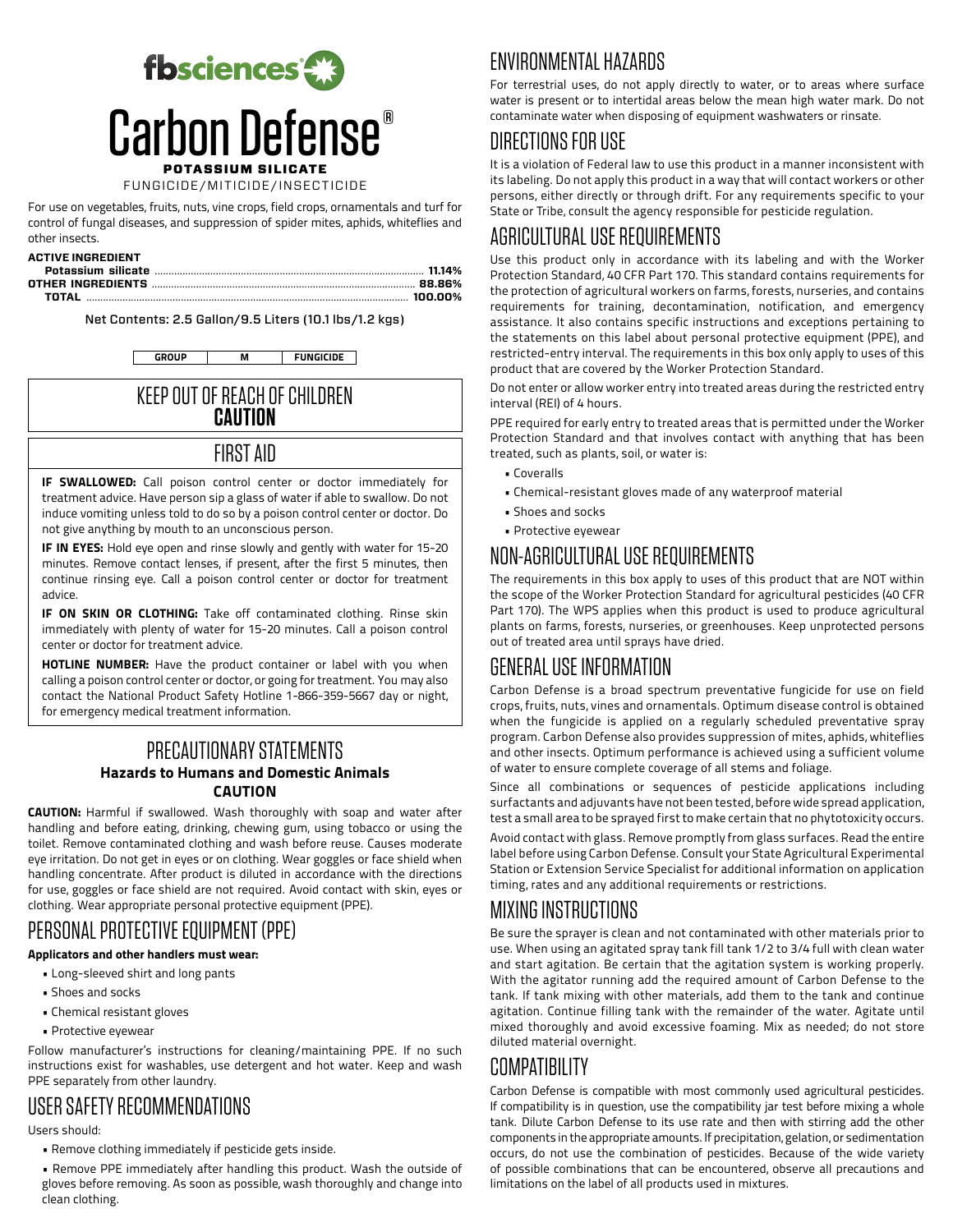fbsciences

# Carbon Defense®

**POTASSIUM SILICATE**

FUNGICIDE/MITICIDE/INSECTICIDE

For use on vegetables, fruits, nuts, vine crops, field crops, ornamentals and turf for control of fungal diseases, and suppression of spider mites, aphids, whiteflies and other insects.

| **ACTIVE INGREDIENT** | |
|---|---|
| **Potassium silicate** | **11.14%** |
| **OTHER INGREDIENTS** | **88.86%** |
| **TOTAL** | **100.00%** |

**Net Contents: 2.5 Gallon/9.5 Liters (10.1 lbs/1.2 kgs)**

| GROUP | M | FUNGICIDE |
|---|---|---|

## KEEP OUT OF REACH OF CHILDREN
**CAUTION**

## FIRST AID

**IF SWALLOWED:** Call poison control center or doctor immediately for treatment advice. Have person sip a glass of water if able to swallow. Do not induce vomiting unless told to do so by a poison control center or doctor. Do not give anything by mouth to an unconscious person.

**IF IN EYES:** Hold eye open and rinse slowly and gently with water for 15-20 minutes. Remove contact lenses, if present, after the first 5 minutes, then continue rinsing eye. Call a poison control center or doctor for treatment advice.

**IF ON SKIN OR CLOTHING:** Take off contaminated clothing. Rinse skin immediately with plenty of water for 15-20 minutes. Call a poison control center or doctor for treatment advice.

**HOTLINE NUMBER:** Have the product container or label with you when calling a poison control center or doctor, or going for treatment. You may also contact the National Product Safety Hotline 1-866-359-5667 day or night, for emergency medical treatment information.

## PRECAUTIONARY STATEMENTS
**Hazards to Humans and Domestic Animals**
**CAUTION**

**CAUTION:** Harmful if swallowed. Wash thoroughly with soap and water after handling and before eating, drinking, chewing gum, using tobacco or using the toilet. Remove contaminated clothing and wash before reuse. Causes moderate eye irritation. Do not get in eyes or on clothing. Wear goggles or face shield when handling concentrate. After product is diluted in accordance with the directions for use, goggles or face shield are not required. Avoid contact with skin, eyes or clothing. Wear appropriate personal protective equipment (PPE).

## PERSONAL PROTECTIVE EQUIPMENT (PPE)

**Applicators and other handlers must wear:**

- Long-sleeved shirt and long pants
- Shoes and socks
- Chemical resistant gloves
- Protective eyewear

Follow manufacturer's instructions for cleaning/maintaining PPE. If no such instructions exist for washables, use detergent and hot water. Keep and wash PPE separately from other laundry.

## USER SAFETY RECOMMENDATIONS

Users should:

- Remove clothing immediately if pesticide gets inside.
- Remove PPE immediately after handling this product. Wash the outside of gloves before removing. As soon as possible, wash thoroughly and change into clean clothing.

## ENVIRONMENTAL HAZARDS

For terrestrial uses, do not apply directly to water, or to areas where surface water is present or to intertidal areas below the mean high water mark. Do not contaminate water when disposing of equipment washwaters or rinsate.

## DIRECTIONS FOR USE

It is a violation of Federal law to use this product in a manner inconsistent with its labeling. Do not apply this product in a way that will contact workers or other persons, either directly or through drift. For any requirements specific to your State or Tribe, consult the agency responsible for pesticide regulation.

## AGRICULTURAL USE REQUIREMENTS

Use this product only in accordance with its labeling and with the Worker Protection Standard, 40 CFR Part 170. This standard contains requirements for the protection of agricultural workers on farms, forests, nurseries, and contains requirements for training, decontamination, notification, and emergency assistance. It also contains specific instructions and exceptions pertaining to the statements on this label about personal protective equipment (PPE), and restricted-entry interval. The requirements in this box only apply to uses of this product that are covered by the Worker Protection Standard.

Do not enter or allow worker entry into treated areas during the restricted entry interval (REI) of 4 hours.

PPE required for early entry to treated areas that is permitted under the Worker Protection Standard and that involves contact with anything that has been treated, such as plants, soil, or water is:

- Coveralls
- Chemical-resistant gloves made of any waterproof material
- Shoes and socks
- Protective eyewear

## NON-AGRICULTURAL USE REQUIREMENTS

The requirements in this box apply to uses of this product that are NOT within the scope of the Worker Protection Standard for agricultural pesticides (40 CFR Part 170). The WPS applies when this product is used to produce agricultural plants on farms, forests, nurseries, or greenhouses. Keep unprotected persons out of treated area until sprays have dried.

## GENERAL USE INFORMATION

Carbon Defense is a broad spectrum preventative fungicide for use on field crops, fruits, nuts, vines and ornamentals. Optimum disease control is obtained when the fungicide is applied on a regularly scheduled preventative spray program. Carbon Defense also provides suppression of mites, aphids, whiteflies and other insects. Optimum performance is achieved using a sufficient volume of water to ensure complete coverage of all stems and foliage.

Since all combinations or sequences of pesticide applications including surfactants and adjuvants have not been tested, before wide spread application, test a small area to be sprayed first to make certain that no phytotoxicity occurs.

Avoid contact with glass. Remove promptly from glass surfaces. Read the entire label before using Carbon Defense. Consult your State Agricultural Experimental Station or Extension Service Specialist for additional information on application timing, rates and any additional requirements or restrictions.

## MIXING INSTRUCTIONS

Be sure the sprayer is clean and not contaminated with other materials prior to use. When using an agitated spray tank fill tank 1/2 to 3/4 full with clean water and start agitation. Be certain that the agitation system is working properly. With the agitator running add the required amount of Carbon Defense to the tank. If tank mixing with other materials, add them to the tank and continue agitation. Continue filling tank with the remainder of the water. Agitate until mixed thoroughly and avoid excessive foaming. Mix as needed; do not store diluted material overnight.

## COMPATIBILITY

Carbon Defense is compatible with most commonly used agricultural pesticides. If compatibility is in question, use the compatibility jar test before mixing a whole tank. Dilute Carbon Defense to its use rate and then with stirring add the other components in the appropriate amounts. If precipitation, gelation, or sedimentation occurs, do not use the combination of pesticides. Because of the wide variety of possible combinations that can be encountered, observe all precautions and limitations on the label of all products used in mixtures.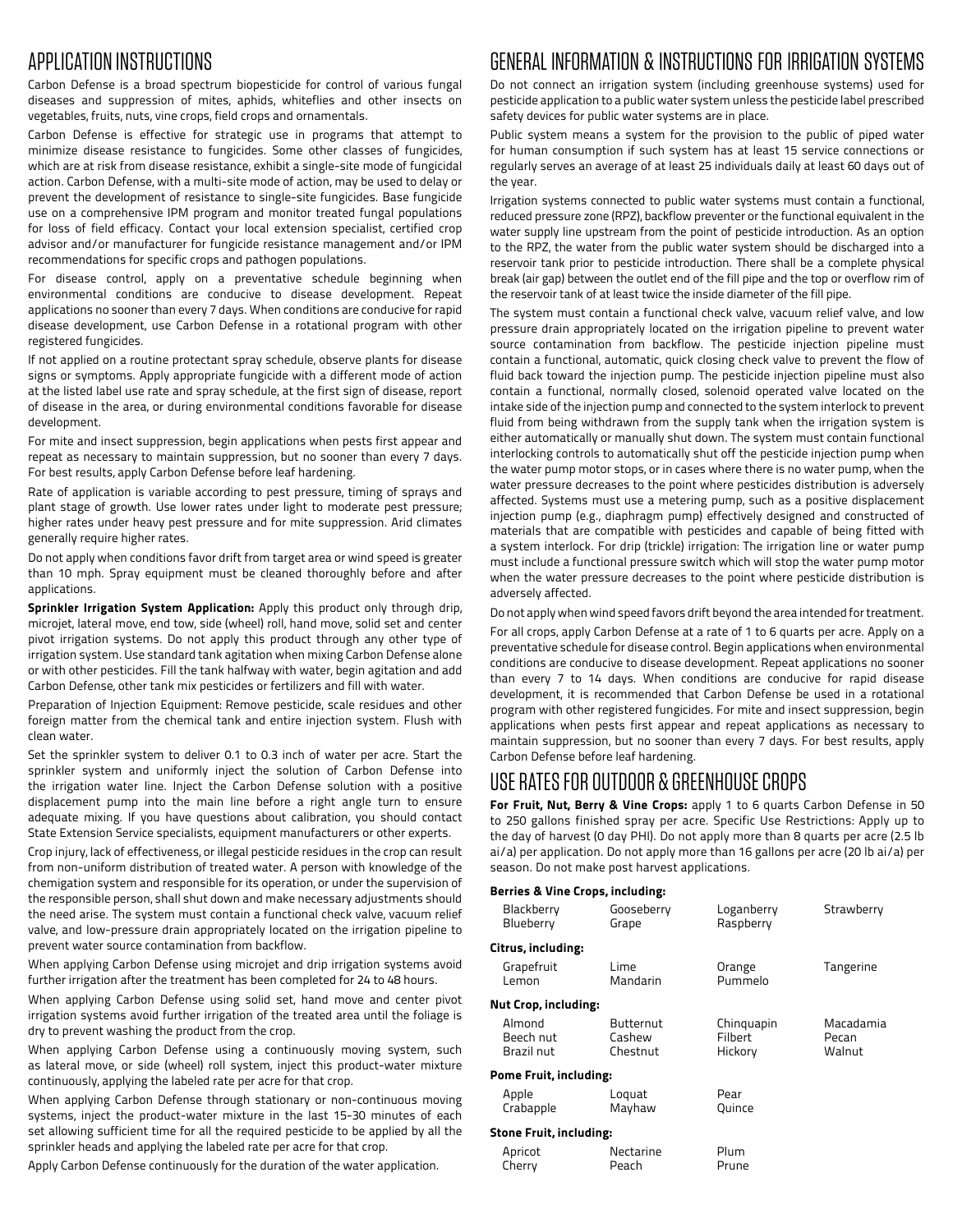## APPLICATION INSTRUCTIONS

Carbon Defense is a broad spectrum biopesticide for control of various fungal diseases and suppression of mites, aphids, whiteflies and other insects on vegetables, fruits, nuts, vine crops, field crops and ornamentals.

Carbon Defense is effective for strategic use in programs that attempt to minimize disease resistance to fungicides. Some other classes of fungicides, which are at risk from disease resistance, exhibit a single-site mode of fungicidal action. Carbon Defense, with a multi-site mode of action, may be used to delay or prevent the development of resistance to single-site fungicides. Base fungicide use on a comprehensive IPM program and monitor treated fungal populations for loss of field efficacy. Contact your local extension specialist, certified crop advisor and/or manufacturer for fungicide resistance management and/or IPM recommendations for specific crops and pathogen populations.

For disease control, apply on a preventative schedule beginning when environmental conditions are conducive to disease development. Repeat applications no sooner than every 7 days. When conditions are conducive for rapid disease development, use Carbon Defense in a rotational program with other registered fungicides.

If not applied on a routine protectant spray schedule, observe plants for disease signs or symptoms. Apply appropriate fungicide with a different mode of action at the listed label use rate and spray schedule, at the first sign of disease, report of disease in the area, or during environmental conditions favorable for disease development.

For mite and insect suppression, begin applications when pests first appear and repeat as necessary to maintain suppression, but no sooner than every 7 days. For best results, apply Carbon Defense before leaf hardening.

Rate of application is variable according to pest pressure, timing of sprays and plant stage of growth. Use lower rates under light to moderate pest pressure; higher rates under heavy pest pressure and for mite suppression. Arid climates generally require higher rates.

Do not apply when conditions favor drift from target area or wind speed is greater than 10 mph. Spray equipment must be cleaned thoroughly before and after applications.

**Sprinkler Irrigation System Application:** Apply this product only through drip, microjet, lateral move, end tow, side (wheel) roll, hand move, solid set and center pivot irrigation systems. Do not apply this product through any other type of irrigation system. Use standard tank agitation when mixing Carbon Defense alone or with other pesticides. Fill the tank halfway with water, begin agitation and add Carbon Defense, other tank mix pesticides or fertilizers and fill with water.

Preparation of Injection Equipment: Remove pesticide, scale residues and other foreign matter from the chemical tank and entire injection system. Flush with clean water.

Set the sprinkler system to deliver 0.1 to 0.3 inch of water per acre. Start the sprinkler system and uniformly inject the solution of Carbon Defense into the irrigation water line. Inject the Carbon Defense solution with a positive displacement pump into the main line before a right angle turn to ensure adequate mixing. If you have questions about calibration, you should contact State Extension Service specialists, equipment manufacturers or other experts.

Crop injury, lack of effectiveness, or illegal pesticide residues in the crop can result from non-uniform distribution of treated water. A person with knowledge of the chemigation system and responsible for its operation, or under the supervision of the responsible person, shall shut down and make necessary adjustments should the need arise. The system must contain a functional check valve, vacuum relief valve, and low-pressure drain appropriately located on the irrigation pipeline to prevent water source contamination from backflow.

When applying Carbon Defense using microjet and drip irrigation systems avoid further irrigation after the treatment has been completed for 24 to 48 hours.

When applying Carbon Defense using solid set, hand move and center pivot irrigation systems avoid further irrigation of the treated area until the foliage is dry to prevent washing the product from the crop.

When applying Carbon Defense using a continuously moving system, such as lateral move, or side (wheel) roll system, inject this product-water mixture continuously, applying the labeled rate per acre for that crop.

When applying Carbon Defense through stationary or non-continuous moving systems, inject the product-water mixture in the last 15-30 minutes of each set allowing sufficient time for all the required pesticide to be applied by all the sprinkler heads and applying the labeled rate per acre for that crop.

Apply Carbon Defense continuously for the duration of the water application.

## GENERAL INFORMATION & INSTRUCTIONS FOR IRRIGATION SYSTEMS

Do not connect an irrigation system (including greenhouse systems) used for pesticide application to a public water system unless the pesticide label prescribed safety devices for public water systems are in place.

Public system means a system for the provision to the public of piped water for human consumption if such system has at least 15 service connections or regularly serves an average of at least 25 individuals daily at least 60 days out of the year.

Irrigation systems connected to public water systems must contain a functional, reduced pressure zone (RPZ), backflow preventer or the functional equivalent in the water supply line upstream from the point of pesticide introduction. As an option to the RPZ, the water from the public water system should be discharged into a reservoir tank prior to pesticide introduction. There shall be a complete physical break (air gap) between the outlet end of the fill pipe and the top or overflow rim of the reservoir tank of at least twice the inside diameter of the fill pipe.

The system must contain a functional check valve, vacuum relief valve, and low pressure drain appropriately located on the irrigation pipeline to prevent water source contamination from backflow. The pesticide injection pipeline must contain a functional, automatic, quick closing check valve to prevent the flow of fluid back toward the injection pump. The pesticide injection pipeline must also contain a functional, normally closed, solenoid operated valve located on the intake side of the injection pump and connected to the system interlock to prevent fluid from being withdrawn from the supply tank when the irrigation system is either automatically or manually shut down. The system must contain functional interlocking controls to automatically shut off the pesticide injection pump when the water pump motor stops, or in cases where there is no water pump, when the water pressure decreases to the point where pesticides distribution is adversely affected. Systems must use a metering pump, such as a positive displacement injection pump (e.g., diaphragm pump) effectively designed and constructed of materials that are compatible with pesticides and capable of being fitted with a system interlock. For drip (trickle) irrigation: The irrigation line or water pump must include a functional pressure switch which will stop the water pump motor when the water pressure decreases to the point where pesticide distribution is adversely affected.

Do not apply when wind speed favors drift beyond the area intended for treatment.

For all crops, apply Carbon Defense at a rate of 1 to 6 quarts per acre. Apply on a preventative schedule for disease control. Begin applications when environmental conditions are conducive to disease development. Repeat applications no sooner than every 7 to 14 days. When conditions are conducive for rapid disease development, it is recommended that Carbon Defense be used in a rotational program with other registered fungicides. For mite and insect suppression, begin applications when pests first appear and repeat applications as necessary to maintain suppression, but no sooner than every 7 days. For best results, apply Carbon Defense before leaf hardening.

## USE RATES FOR OUTDOOR & GREENHOUSE CROPS

**For Fruit, Nut, Berry & Vine Crops:** apply 1 to 6 quarts Carbon Defense in 50 to 250 gallons finished spray per acre. Specific Use Restrictions: Apply up to the day of harvest (0 day PHI). Do not apply more than 8 quarts per acre (2.5 lb ai/a) per application. Do not apply more than 16 gallons per acre (20 lb ai/a) per season. Do not make post harvest applications.

**Berries & Vine Crops, including:**

| | | | |
|---|---|---|---|
| Blackberry | Gooseberry | Loganberry | Strawberry |
| Blueberry | Grape | Raspberry | |

**Citrus, including:**

| | | | |
|---|---|---|---|
| Grapefruit | Lime | Orange | Tangerine |
| Lemon | Mandarin | Pummelo | |

**Nut Crop, including:**

| | | | |
|---|---|---|---|
| Almond | Butternut | Chinquapin | Macadamia |
| Beech nut | Cashew | Filbert | Pecan |
| Brazil nut | Chestnut | Hickory | Walnut |

**Pome Fruit, including:**

| | | |
|---|---|---|
| Apple | Loquat | Pear |
| Crabapple | Mayhaw | Quince |

**Stone Fruit, including:**

| | | |
|---|---|---|
| Apricot | Nectarine | Plum |
| Cherry | Peach | Prune |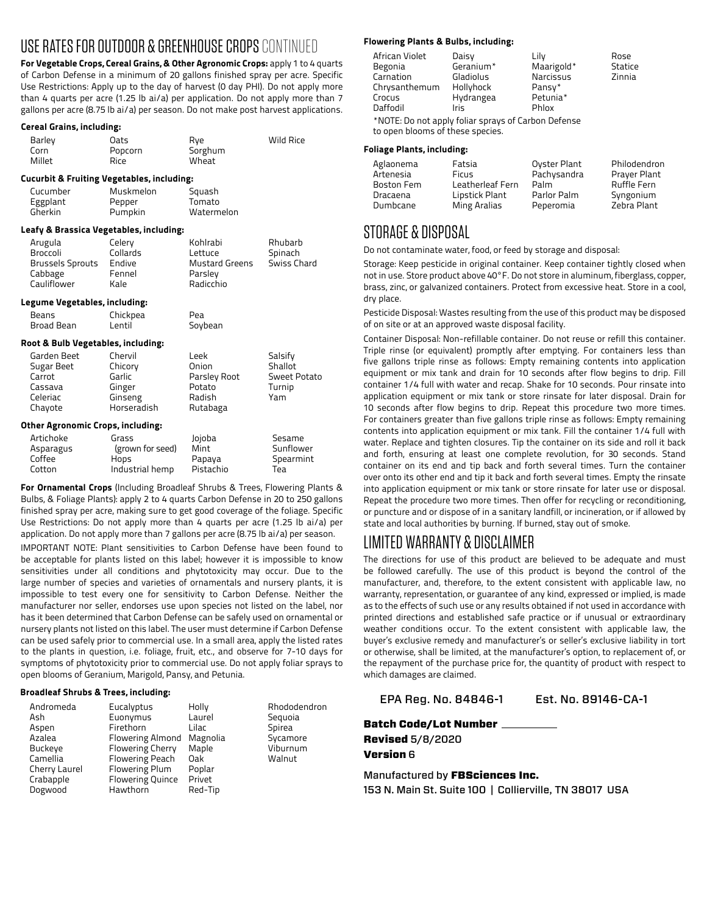# USE RATES FOR OUTDOOR & GREENHOUSE CROPS CONTINUED

**For Vegetable Crops, Cereal Grains, & Other Agronomic Crops:** apply 1 to 4 quarts of Carbon Defense in a minimum of 20 gallons finished spray per acre. Specific Use Restrictions: Apply up to the day of harvest (0 day PHI). Do not apply more than 4 quarts per acre (1.25 lb ai/a) per application. Do not apply more than 7 gallons per acre (8.75 lb ai/a) per season. Do not make post harvest applications.

### Cereal Grains, including:

| | | | |
|---|---|---|---|
| Barley | Oats | Rye | Wild Rice |
| Corn | Popcorn | Sorghum | |
| Millet | Rice | Wheat | |

### Cucurbit & Fruiting Vegetables, including:

| | | |
|---|---|---|
| Cucumber | Muskmelon | Squash |
| Eggplant | Pepper | Tomato |
| Gherkin | Pumpkin | Watermelon |

### Leafy & Brassica Vegetables, including:

| | | | |
|---|---|---|---|
| Arugula | Celery | Kohlrabi | Rhubarb |
| Broccoli | Collards | Lettuce | Spinach |
| Brussels Sprouts | Endive | Mustard Greens | Swiss Chard |
| Cabbage | Fennel | Parsley | |
| Cauliflower | Kale | Radicchio | |

### Legume Vegetables, including:

| | | |
|---|---|---|
| Beans | Chickpea | Pea |
| Broad Bean | Lentil | Soybean |

### Root & Bulb Vegetables, including:

| | | | |
|---|---|---|---|
| Garden Beet | Chervil | Leek | Salsify |
| Sugar Beet | Chicory | Onion | Shallot |
| Carrot | Garlic | Parsley Root | Sweet Potato |
| Cassava | Ginger | Potato | Turnip |
| Celeriac | Ginseng | Radish | Yam |
| Chayote | Horseradish | Rutabaga | |

### Other Agronomic Crops, including:

| | | | |
|---|---|---|---|
| Artichoke | Grass (grown for seed) | Jojoba | Sesame |
| Asparagus | | Mint | Sunflower |
| Coffee | Hops | Papaya | Spearmint |
| Cotton | Industrial hemp | Pistachio | Tea |

**For Ornamental Crops** (Including Broadleaf Shrubs & Trees, Flowering Plants & Bulbs, & Foliage Plants): apply 2 to 4 quarts Carbon Defense in 20 to 250 gallons finished spray per acre, making sure to get good coverage of the foliage. Specific Use Restrictions: Do not apply more than 4 quarts per acre (1.25 lb ai/a) per application. Do not apply more than 7 gallons per acre (8.75 lb ai/a) per season.

IMPORTANT NOTE: Plant sensitivities to Carbon Defense have been found to be acceptable for plants listed on this label; however it is impossible to know sensitivities under all conditions and phytotoxicity may occur. Due to the large number of species and varieties of ornamentals and nursery plants, it is impossible to test every one for sensitivity to Carbon Defense. Neither the manufacturer nor seller, endorses use upon species not listed on the label, nor has it been determined that Carbon Defense can be safely used on ornamental or nursery plants not listed on this label. The user must determine if Carbon Defense can be used safely prior to commercial use. In a small area, apply the listed rates to the plants in question, i.e. foliage, fruit, etc., and observe for 7-10 days for symptoms of phytotoxicity prior to commercial use. Do not apply foliar sprays to open blooms of Geranium, Marigold, Pansy, and Petunia.

### Broadleaf Shrubs & Trees, including:

| | | | |
|---|---|---|---|
| Andromeda | Eucalyptus | Holly | Rhododendron |
| Ash | Euonymus | Laurel | Sequoia |
| Aspen | Firethorn | Lilac | Spirea |
| Azalea | Flowering Almond | Magnolia | Sycamore |
| Buckeye | Flowering Cherry | Maple | Viburnum |
| Camellia | Flowering Peach | Oak | Walnut |
| Cherry Laurel | Flowering Plum | Poplar | |
| Crabapple | Flowering Quince | Privet | |
| Dogwood | Hawthorn | Red-Tip | |

### Flowering Plants & Bulbs, including:

| | | | |
|---|---|---|---|
| African Violet | Daisy | Lily | Rose |
| Begonia | Geranium* | Maarigold* | Statice |
| Carnation | Gladiolus | Narcissus | Zinnia |
| Chrysanthemum | Hollyhock | Pansy* | |
| Crocus | Hydrangea | Petunia* | |
| Daffodil | Iris | Phlox | |

*NOTE: Do not apply foliar sprays of Carbon Defense to open blooms of these species.

### Foliage Plants, including:

| | | | |
|---|---|---|---|
| Aglaonema | Fatsia | Oyster Plant | Philodendron |
| Artenesia | Ficus | Pachysandra | Prayer Plant |
| Boston Fem | Leatherleaf Fern | Palm | Ruffle Fern |
| Dracaena | Lipstick Plant | Parlor Palm | Syngonium |
| Dumbcane | Ming Aralias | Peperomia | Zebra Plant |

# STORAGE & DISPOSAL

Do not contaminate water, food, or feed by storage and disposal:

Storage: Keep pesticide in original container. Keep container tightly closed when not in use. Store product above 40°F. Do not store in aluminum, fiberglass, copper, brass, zinc, or galvanized containers. Protect from excessive heat. Store in a cool, dry place.

Pesticide Disposal: Wastes resulting from the use of this product may be disposed of on site or at an approved waste disposal facility.

Container Disposal: Non-refillable container. Do not reuse or refill this container. Triple rinse (or equivalent) promptly after emptying. For containers less than five gallons triple rinse as follows: Empty remaining contents into application equipment or mix tank and drain for 10 seconds after flow begins to drip. Fill container 1/4 full with water and recap. Shake for 10 seconds. Pour rinsate into application equipment or mix tank or store rinsate for later disposal. Drain for 10 seconds after flow begins to drip. Repeat this procedure two more times. For containers greater than five gallons triple rinse as follows: Empty remaining contents into application equipment or mix tank. Fill the container 1/4 full with water. Replace and tighten closures. Tip the container on its side and roll it back and forth, ensuring at least one complete revolution, for 30 seconds. Stand container on its end and tip back and forth several times. Turn the container over onto its other end and tip it back and forth several times. Empty the rinsate into application equipment or mix tank or store rinsate for later use or disposal. Repeat the procedure two more times. Then offer for recycling or reconditioning, or puncture and or dispose of in a sanitary landfill, or incineration, or if allowed by state and local authorities by burning. If burned, stay out of smoke.

# LIMITED WARRANTY & DISCLAIMER

The directions for use of this product are believed to be adequate and must be followed carefully. The use of this product is beyond the control of the manufacturer, and, therefore, to the extent consistent with applicable law, no warranty, representation, or guarantee of any kind, expressed or implied, is made as to the effects of such use or any results obtained if not used in accordance with printed directions and established safe practice or if unusual or extraordinary weather conditions occur. To the extent consistent with applicable law, the buyer's exclusive remedy and manufacturer's or seller's exclusive liability in tort or otherwise, shall be limited, at the manufacturer's option, to replacement of, or the repayment of the purchase price for, the quantity of product with respect to which damages are claimed.

EPA Reg. No. 84846-1     Est. No. 89146-CA-1

**Batch Code/Lot Number** __________

**Revised** 5/8/2020

**Version** 6

Manufactured by **FBSciences Inc.**

153 N. Main St. Suite 100 | Collierville, TN 38017 USA